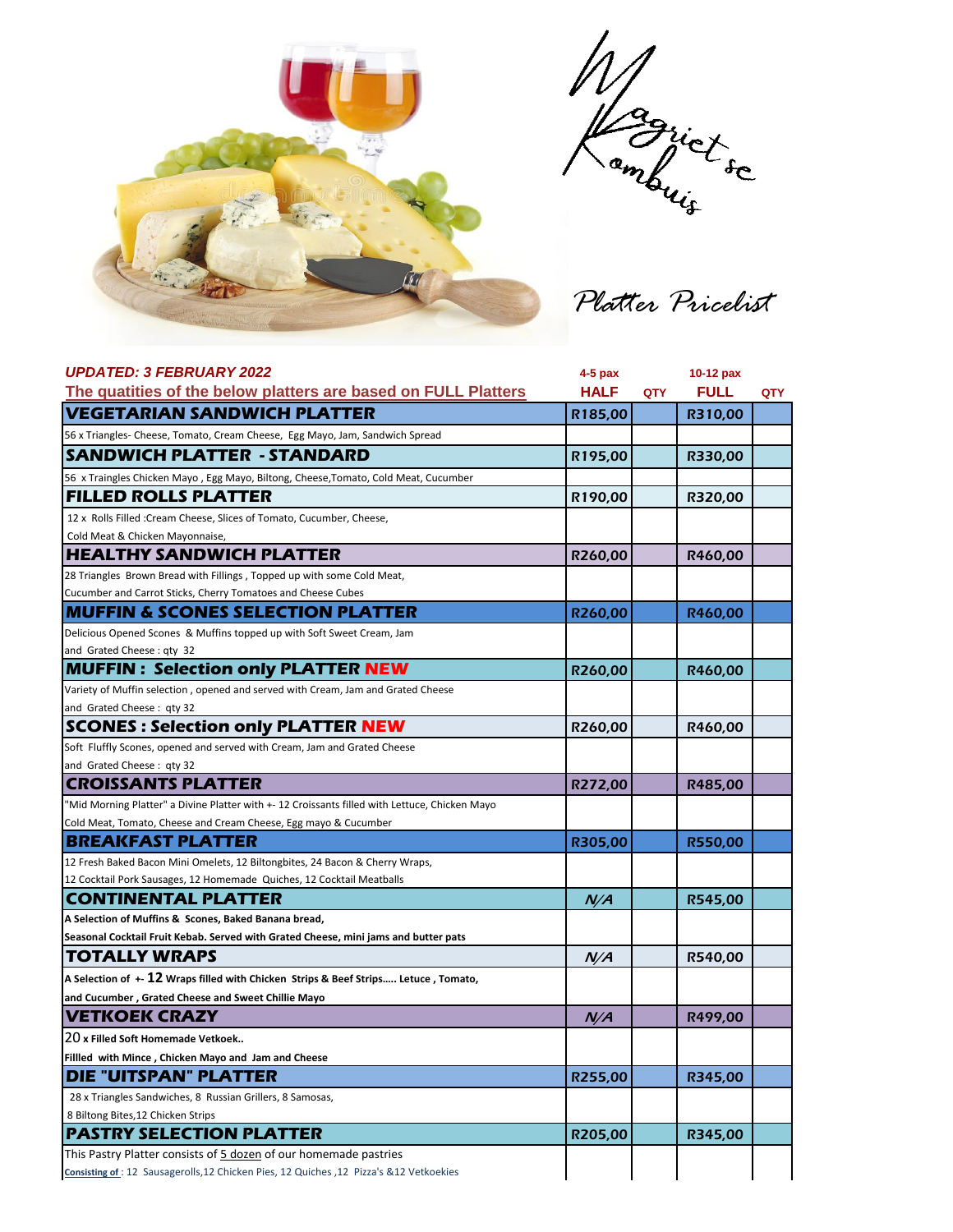# Magrietsie Kombuis

## Platter Pricelist

**UPDATED: 3 FEBRUARY 2022**

**The quatities of the below platters are based on FULL Platters**

| | 4-5 pax HALF | QTY | 10-12 pax FULL | QTY |
|---|---|---|---|---|
| **VEGETARIAN SANDWICH PLATTER** | R185,00 | | R310,00 | |
| 56 x Triangles- Cheese, Tomato, Cream Cheese, Egg Mayo, Jam, Sandwich Spread | | | | |
| **SANDWICH PLATTER - STANDARD** | R195,00 | | R330,00 | |
| 56 x Traingles Chicken Mayo , Egg Mayo, Biltong, Cheese,Tomato, Cold Meat, Cucumber | | | | |
| **FILLED ROLLS PLATTER** | R190,00 | | R320,00 | |
| 12 x Rolls Filled :Cream Cheese, Slices of Tomato, Cucumber, Cheese, Cold Meat & Chicken Mayonnaise, | | | | |
| **HEALTHY SANDWICH PLATTER** | R260,00 | | R460,00 | |
| 28 Triangles Brown Bread with Fillings , Topped up with some Cold Meat, Cucumber and Carrot Sticks, Cherry Tomatoes and Cheese Cubes | | | | |
| **MUFFIN & SCONES SELECTION PLATTER** | R260,00 | | R460,00 | |
| Delicious Opened Scones & Muffins topped up with Soft Sweet Cream, Jam and Grated Cheese : qty 32 | | | | |
| **MUFFIN : Selection only PLATTER NEW** | R260,00 | | R460,00 | |
| Variety of Muffin selection , opened and served with Cream, Jam and Grated Cheese and Grated Cheese : qty 32 | | | | |
| **SCONES : Selection only PLATTER NEW** | R260,00 | | R460,00 | |
| Soft Fluffly Scones, opened and served with Cream, Jam and Grated Cheese and Grated Cheese : qty 32 | | | | |
| **CROISSANTS PLATTER** | R272,00 | | R485,00 | |
| "Mid Morning Platter" a Divine Platter with +- 12 Croissants filled with Lettuce, Chicken Mayo Cold Meat, Tomato, Cheese and Cream Cheese, Egg mayo & Cucumber | | | | |
| **BREAKFAST PLATTER** | R305,00 | | R550,00 | |
| 12 Fresh Baked Bacon Mini Omelets, 12 Biltongbites, 24 Bacon & Cherry Wraps, 12 Cocktail Pork Sausages, 12 Homemade Quiches, 12 Cocktail Meatballs | | | | |
| **CONTINENTAL PLATTER** | *N/A* | | R545,00 | |
| **A Selection of Muffins & Scones, Baked Banana bread, Seasonal Cocktail Fruit Kebab. Served with Grated Cheese, mini jams and butter pats** | | | | |
| **TOTALLY WRAPS** | *N/A* | | R540,00 | |
| **A Selection of +- 12 Wraps filled with Chicken Strips & Beef Strips..... Letuce , Tomato, and Cucumber , Grated Cheese and Sweet Chillie Mayo** | | | | |
| **VETKOEK CRAZY** | *N/A* | | R499,00 | |
| **20 x Filled Soft Homemade Vetkoek.. Filled with Mince , Chicken Mayo and Jam and Cheese** | | | | |
| **DIE "UITSPAN" PLATTER** | R255,00 | | R345,00 | |
| 28 x Triangles Sandwiches, 8 Russian Grillers, 8 Samosas, 8 Biltong Bites,12 Chicken Strips | | | | |
| **PASTRY SELECTION PLATTER** | R205,00 | | R345,00 | |
| This Pastry Platter consists of 5 dozen of our homemade pastries Consisting of : 12 Sausagerolls,12 Chicken Pies, 12 Quiches ,12 Pizza's &12 Vetkoekies | | | | |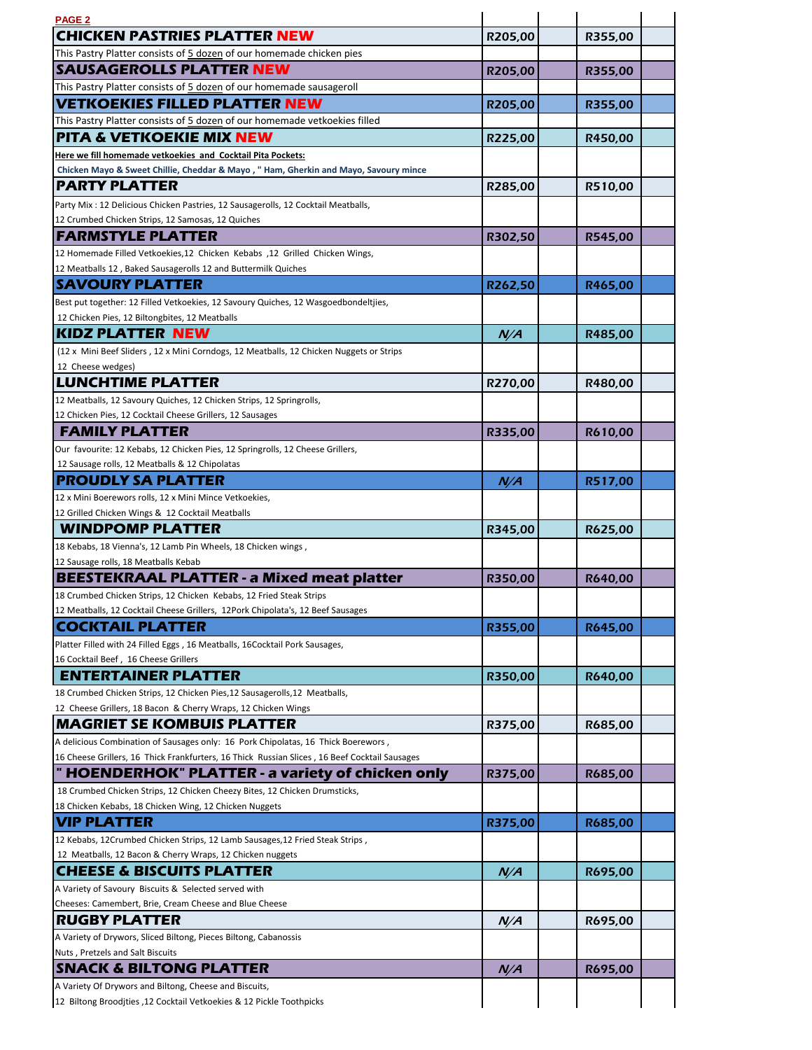PAGE 2

| Platter | Price | | Price | |
|---|---|---|---|---|
| **CHICKEN PASTRIES PLATTER NEW** | R205,00 | | R355,00 | |
| This Pastry Platter consists of 5 dozen of our homemade chicken pies | | | | |
| **SAUSAGEROLLS PLATTER NEW** | R205,00 | | R355,00 | |
| This Pastry Platter consists of 5 dozen of our homemade sausageroll | | | | |
| **VETKOEKIES FILLED PLATTER NEW** | R205,00 | | R355,00 | |
| This Pastry Platter consists of 5 dozen of our homemade vetkoekies filled | | | | |
| **PITA & VETKOEKIE MIX NEW** | R225,00 | | R450,00 | |
| **Here we fill homemade vetkoekies and Cocktail Pita Pockets:** **Chicken Mayo & Sweet Chillie, Cheddar & Mayo , " Ham, Gherkin and Mayo, Savoury mince** | | | | |
| **PARTY PLATTER** | R285,00 | | R510,00 | |
| Party Mix : 12 Delicious Chicken Pastries, 12 Sausagerolls, 12 Cocktail Meatballs, 12 Crumbed Chicken Strips, 12 Samosas, 12 Quiches | | | | |
| **FARMSTYLE PLATTER** | R302,50 | | R545,00 | |
| 12 Homemade Filled Vetkoekies,12 Chicken Kebabs ,12 Grilled Chicken Wings, 12 Meatballs 12 , Baked Sausagerolls 12 and Buttermilk Quiches | | | | |
| **SAVOURY PLATTER** | R262,50 | | R465,00 | |
| Best put together: 12 Filled Vetkoekies, 12 Savoury Quiches, 12 Wasgoedbondeltjies, 12 Chicken Pies, 12 Biltongbites, 12 Meatballs | | | | |
| **KIDZ PLATTER NEW** | *N/A* | | R485,00 | |
| (12 x Mini Beef Sliders , 12 x Mini Corndogs, 12 Meatballs, 12 Chicken Nuggets or Strips 12 Cheese wedges) | | | | |
| **LUNCHTIME PLATTER** | R270,00 | | R480,00 | |
| 12 Meatballs, 12 Savoury Quiches, 12 Chicken Strips, 12 Springrolls, 12 Chicken Pies, 12 Cocktail Cheese Grillers, 12 Sausages | | | | |
| **FAMILY PLATTER** | R335,00 | | R610,00 | |
| Our favourite: 12 Kebabs, 12 Chicken Pies, 12 Springrolls, 12 Cheese Grillers, 12 Sausage rolls, 12 Meatballs & 12 Chipolatas | | | | |
| **PROUDLY SA PLATTER** | *N/A* | | R517,00 | |
| 12 x Mini Boerewors rolls, 12 x Mini Mince Vetkoekies, 12 Grilled Chicken Wings & 12 Cocktail Meatballs | | | | |
| **WINDPOMP PLATTER** | R345,00 | | R625,00 | |
| 18 Kebabs, 18 Vienna's, 12 Lamb Pin Wheels, 18 Chicken wings , 12 Sausage rolls, 18 Meatballs Kebab | | | | |
| **BEESTEKRAAL PLATTER - a Mixed meat platter** | R350,00 | | R640,00 | |
| 18 Crumbed Chicken Strips, 12 Chicken Kebabs, 12 Fried Steak Strips 12 Meatballs, 12 Cocktail Cheese Grillers, 12Pork Chipolata's, 12 Beef Sausages | | | | |
| **COCKTAIL PLATTER** | R355,00 | | R645,00 | |
| Platter Filled with 24 Filled Eggs , 16 Meatballs, 16Cocktail Pork Sausages, 16 Cocktail Beef , 16 Cheese Grillers | | | | |
| **ENTERTAINER PLATTER** | R350,00 | | R640,00 | |
| 18 Crumbed Chicken Strips, 12 Chicken Pies,12 Sausagerolls,12 Meatballs, 12 Cheese Grillers, 18 Bacon & Cherry Wraps, 12 Chicken Wings | | | | |
| **MAGRIET SE KOMBUIS PLATTER** | R375,00 | | R685,00 | |
| A delicious Combination of Sausages only: 16 Pork Chipolatas, 16 Thick Boerewors , 16 Cheese Grillers, 16 Thick Frankfurters, 16 Thick Russian Slices , 16 Beef Cocktail Sausages | | | | |
| **" HOENDERHOK" PLATTER - a variety of chicken only** | R375,00 | | R685,00 | |
| 18 Crumbed Chicken Strips, 12 Chicken Cheezy Bites, 12 Chicken Drumsticks, 18 Chicken Kebabs, 18 Chicken Wing, 12 Chicken Nuggets | | | | |
| **VIP PLATTER** | R375,00 | | R685,00 | |
| 12 Kebabs, 12Crumbed Chicken Strips, 12 Lamb Sausages,12 Fried Steak Strips , 12 Meatballs, 12 Bacon & Cherry Wraps, 12 Chicken nuggets | | | | |
| **CHEESE & BISCUITS PLATTER** | *N/A* | | R695,00 | |
| A Variety of Savoury Biscuits & Selected served with Cheeses: Camembert, Brie, Cream Cheese and Blue Cheese | | | | |
| **RUGBY PLATTER** | *N/A* | | R695,00 | |
| A Variety of Drywors, Sliced Biltong, Pieces Biltong, Cabanossis Nuts , Pretzels and Salt Biscuits | | | | |
| **SNACK & BILTONG PLATTER** | *N/A* | | R695,00 | |
| A Variety Of Drywors and Biltong, Cheese and Biscuits, 12 Biltong Broodjties ,12 Cocktail Vetkoekies & 12 Pickle Toothpicks | | | | |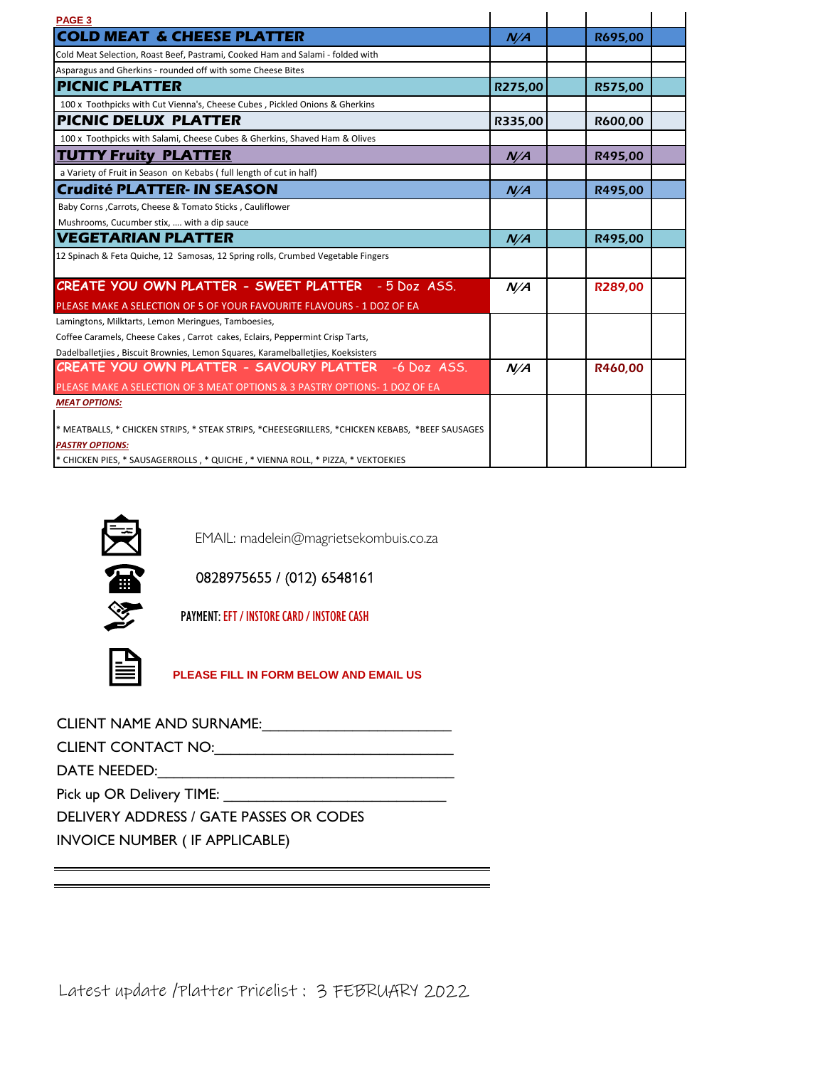PAGE 3

| | | | | |
|---|---|---|---|---|
| **COLD MEAT & CHEESE PLATTER** | N/A | | R695,00 | |
| Cold Meat Selection, Roast Beef, Pastrami, Cooked Ham and Salami - folded with | | | | |
| Asparagus and Gherkins - rounded off with some Cheese Bites | | | | |
| **PICNIC PLATTER** | R275,00 | | R575,00 | |
| 100 x Toothpicks with Cut Vienna's, Cheese Cubes , Pickled Onions & Gherkins | | | | |
| **PICNIC DELUX PLATTER** | R335,00 | | R600,00 | |
| 100 x Toothpicks with Salami, Cheese Cubes & Gherkins, Shaved Ham & Olives | | | | |
| **TUTTY Fruity PLATTER** | N/A | | R495,00 | |
| a Variety of Fruit in Season on Kebabs ( full length of cut in half) | | | | |
| **Crudité PLATTER- IN SEASON** | N/A | | R495,00 | |
| Baby Corns ,Carrots, Cheese & Tomato Sticks , Cauliflower<br>Mushrooms, Cucumber stix, …. with a dip sauce | | | | |
| **VEGETARIAN PLATTER** | N/A | | R495,00 | |
| 12 Spinach & Feta Quiche, 12 Samosas, 12 Spring rolls, Crumbed Vegetable Fingers | | | | |
| **CREATE YOU OWN PLATTER - SWEET PLATTER - 5 Doz ASS.**<br>PLEASE MAKE A SELECTION OF 5 OF YOUR FAVOURITE FLAVOURS - 1 DOZ OF EA | N/A | | R289,00 | |
| Lamingtons, Milktarts, Lemon Meringues, Tamboesies,<br>Coffee Caramels, Cheese Cakes , Carrot cakes, Eclairs, Peppermint Crisp Tarts,<br>Dadelballetjies , Biscuit Brownies, Lemon Squares, Karamelballetjies, Koeksisters | | | | |
| **CREATE YOU OWN PLATTER - SAVOURY PLATTER -6 Doz ASS.**<br>PLEASE MAKE A SELECTION OF 3 MEAT OPTIONS & 3 PASTRY OPTIONS- 1 DOZ OF EA | N/A | | R460,00 | |
| ***MEAT OPTIONS:***<br>* MEATBALLS, * CHICKEN STRIPS, * STEAK STRIPS, *CHEESEGRILLERS, *CHICKEN KEBABS, *BEEF SAUSAGES<br>***PASTRY OPTIONS:***<br>* CHICKEN PIES, * SAUSAGERROLLS , * QUICHE , * VIENNA ROLL, * PIZZA, * VEKTOEKIES | | | | |

EMAIL: madelein@magrietsekombuis.co.za

0828975655 / (012) 6548161

PAYMENT: EFT / INSTORE CARD / INSTORE CASH

**PLEASE FILL IN FORM BELOW AND EMAIL US**

CLIENT NAME AND SURNAME:_______________________

CLIENT CONTACT NO:_____________________________

DATE NEEDED:__________________________________

Pick up OR Delivery TIME: ___________________________

DELIVERY ADDRESS / GATE PASSES OR CODES

INVOICE NUMBER ( IF APPLICABLE)

Latest update /Platter Pricelist : 3 FEBRUARY 2022